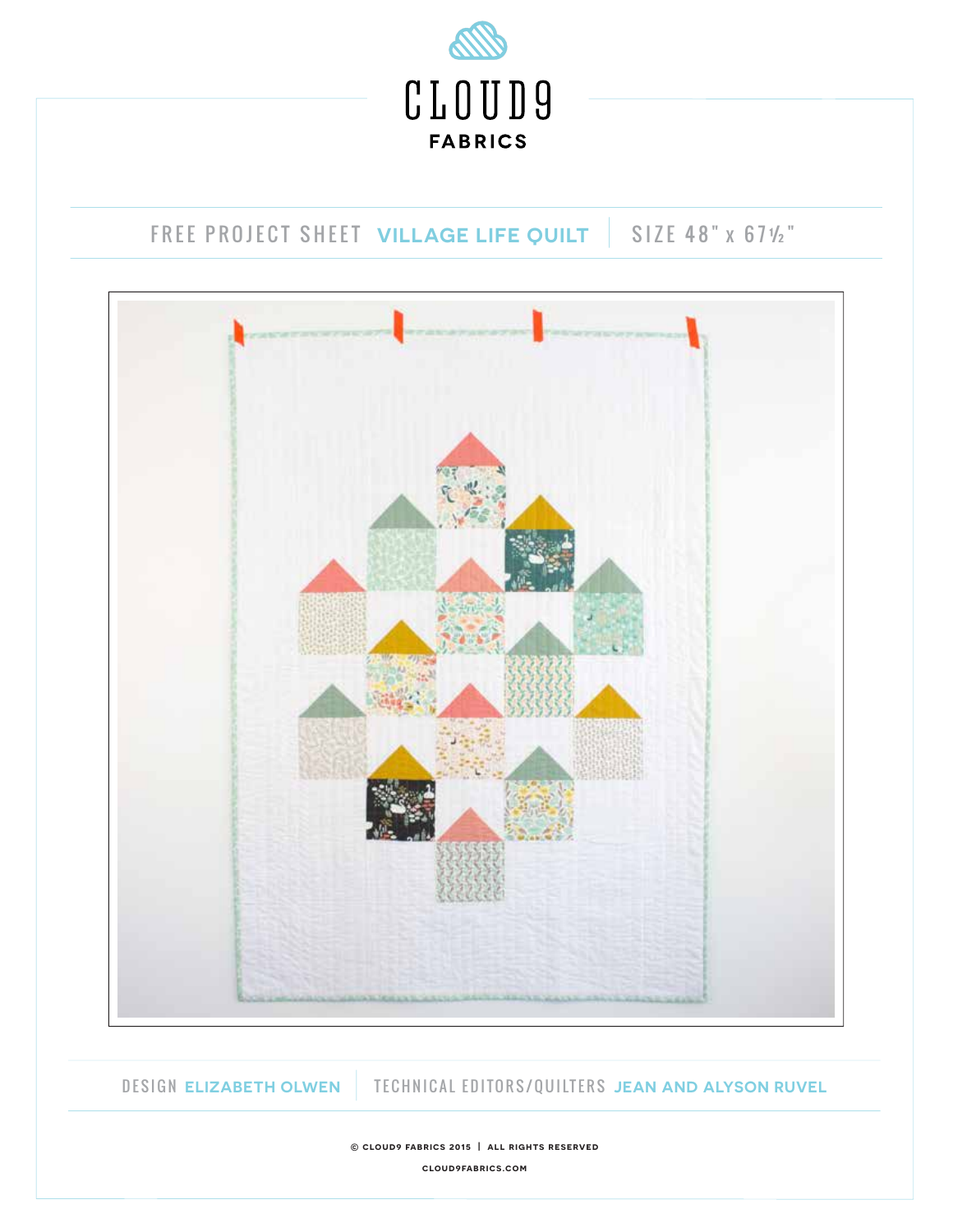# CLOUD9 FABRICS

FREE PROJECT SHEET **VILLAGE LIFE QUILT** | SIZE 48" x 67½"

DESIGN **ELIZABETH OLWEN** | TECHNICAL EDITORS/QUILTERS **JEAN AND ALYSON RUVEL**

© CLOUD9 FABRICS 2015 | ALL RIGHTS RESERVED

CLOUD9FABRICS.COM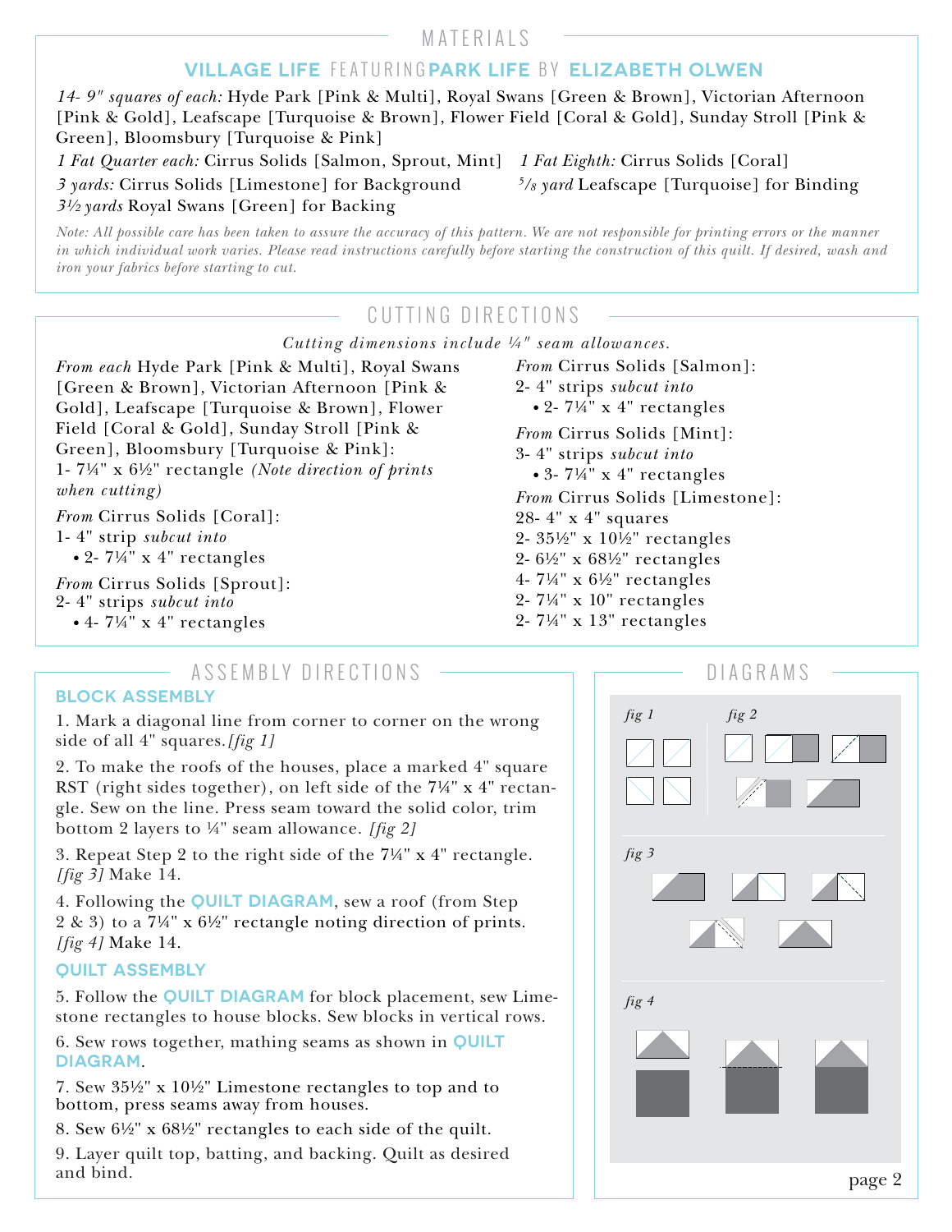## MATERIALS

### VILLAGE LIFE FEATURING PARK LIFE BY ELIZABETH OLWEN

*14- 9" squares of each:* Hyde Park [Pink & Multi], Royal Swans [Green & Brown], Victorian Afternoon [Pink & Gold], Leafscape [Turquoise & Brown], Flower Field [Coral & Gold], Sunday Stroll [Pink & Green], Bloomsbury [Turquoise & Pink]

*1 Fat Quarter each:* Cirrus Solids [Salmon, Sprout, Mint]

*1 Fat Eighth:* Cirrus Solids [Coral]

*3 yards:* Cirrus Solids [Limestone] for Background

*5/8 yard* Leafscape [Turquoise] for Binding

*3½ yards* Royal Swans [Green] for Backing

*Note: All possible care has been taken to assure the accuracy of this pattern. We are not responsible for printing errors or the manner in which individual work varies. Please read instructions carefully before starting the construction of this quilt. If desired, wash and iron your fabrics before starting to cut.*

## CUTTING DIRECTIONS

*Cutting dimensions include ¼" seam allowances.*

*From each* Hyde Park [Pink & Multi], Royal Swans [Green & Brown], Victorian Afternoon [Pink & Gold], Leafscape [Turquoise & Brown], Flower Field [Coral & Gold], Sunday Stroll [Pink & Green], Bloomsbury [Turquoise & Pink]:
1- 7¼" x 6½" rectangle *(Note direction of prints when cutting)*

*From* Cirrus Solids [Coral]:
1- 4" strip *subcut into*
- 2- 7¼" x 4" rectangles

*From* Cirrus Solids [Sprout]:
2- 4" strips *subcut into*
- 4- 7¼" x 4" rectangles

*From* Cirrus Solids [Salmon]:
2- 4" strips *subcut into*
- 2- 7¼" x 4" rectangles

*From* Cirrus Solids [Mint]:
3- 4" strips *subcut into*
- 3- 7¼" x 4" rectangles

*From* Cirrus Solids [Limestone]:
28- 4" x 4" squares
2- 35½" x 10½" rectangles
2- 6½" x 68½" rectangles
4- 7¼" x 6½" rectangles
2- 7¼" x 10" rectangles
2- 7¼" x 13" rectangles

## ASSEMBLY DIRECTIONS

### BLOCK ASSEMBLY

1. Mark a diagonal line from corner to corner on the wrong side of all 4" squares. *[fig 1]*

2. To make the roofs of the houses, place a marked 4" square RST (right sides together), on left side of the 7¼" x 4" rectangle. Sew on the line. Press seam toward the solid color, trim bottom 2 layers to ¼" seam allowance. *[fig 2]*

3. Repeat Step 2 to the right side of the 7¼" x 4" rectangle. *[fig 3]* Make 14.

4. Following the **QUILT DIAGRAM**, sew a roof (from Step 2 & 3) to a 7¼" x 6½" rectangle noting direction of prints. *[fig 4]* Make 14.

### QUILT ASSEMBLY

5. Follow the **QUILT DIAGRAM** for block placement, sew Limestone rectangles to house blocks. Sew blocks in vertical rows.

6. Sew rows together, mathing seams as shown in **QUILT DIAGRAM**.

7. Sew 35½" x 10½" Limestone rectangles to top and to bottom, press seams away from houses.

8. Sew 6½" x 68½" rectangles to each side of the quilt.

9. Layer quilt top, batting, and backing. Quilt as desired and bind.

## DIAGRAMS

fig 1

fig 2

fig 3

fig 4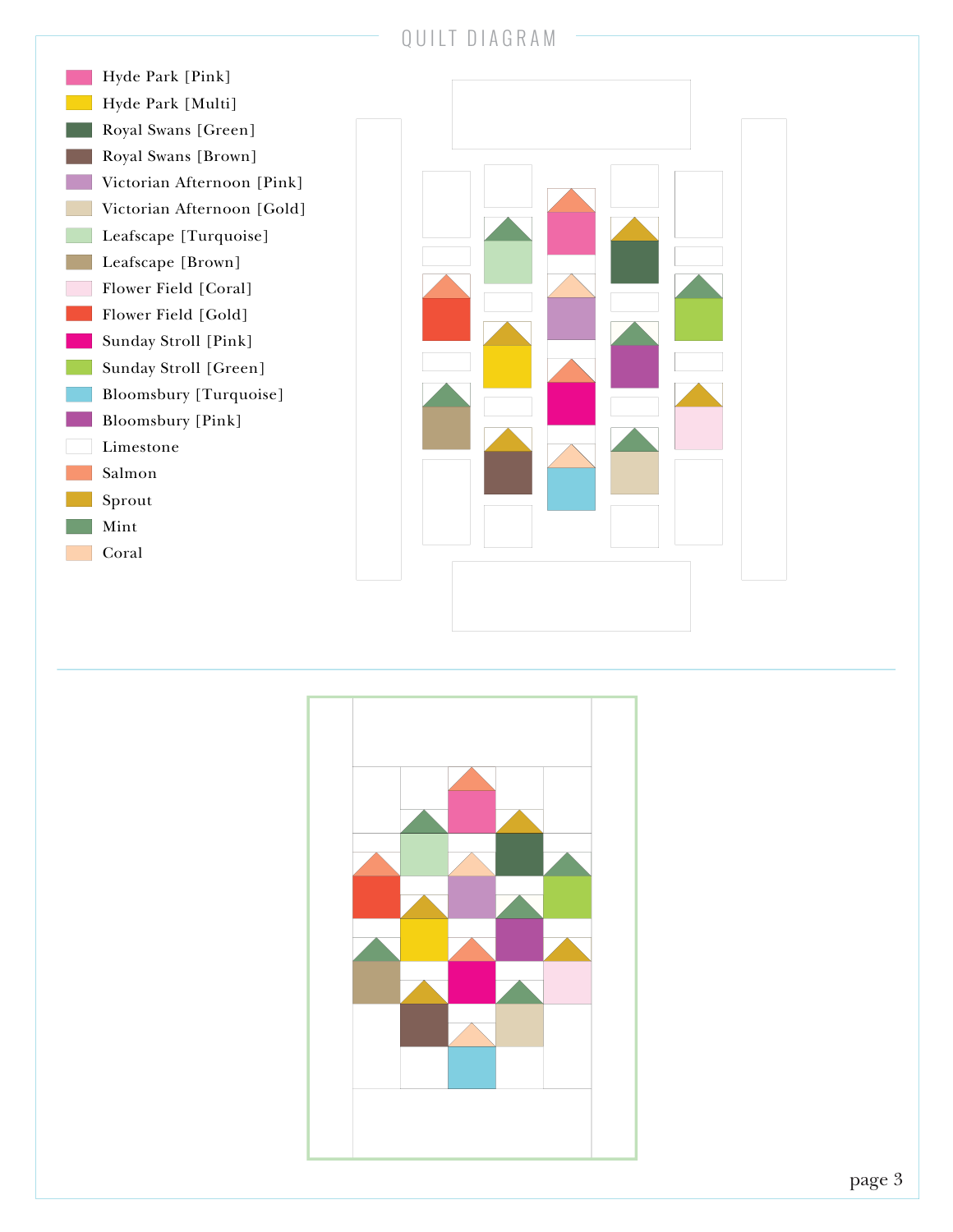# QUILT DIAGRAM

- Hyde Park [Pink]
- Hyde Park [Multi]
- Royal Swans [Green]
- Royal Swans [Brown]
- Victorian Afternoon [Pink]
- Victorian Afternoon [Gold]
- Leafscape [Turquoise]
- Leafscape [Brown]
- Flower Field [Coral]
- Flower Field [Gold]
- Sunday Stroll [Pink]
- Sunday Stroll [Green]
- Bloomsbury [Turquoise]
- Bloomsbury [Pink]
- Limestone
- Salmon
- Sprout
- Mint
- Coral